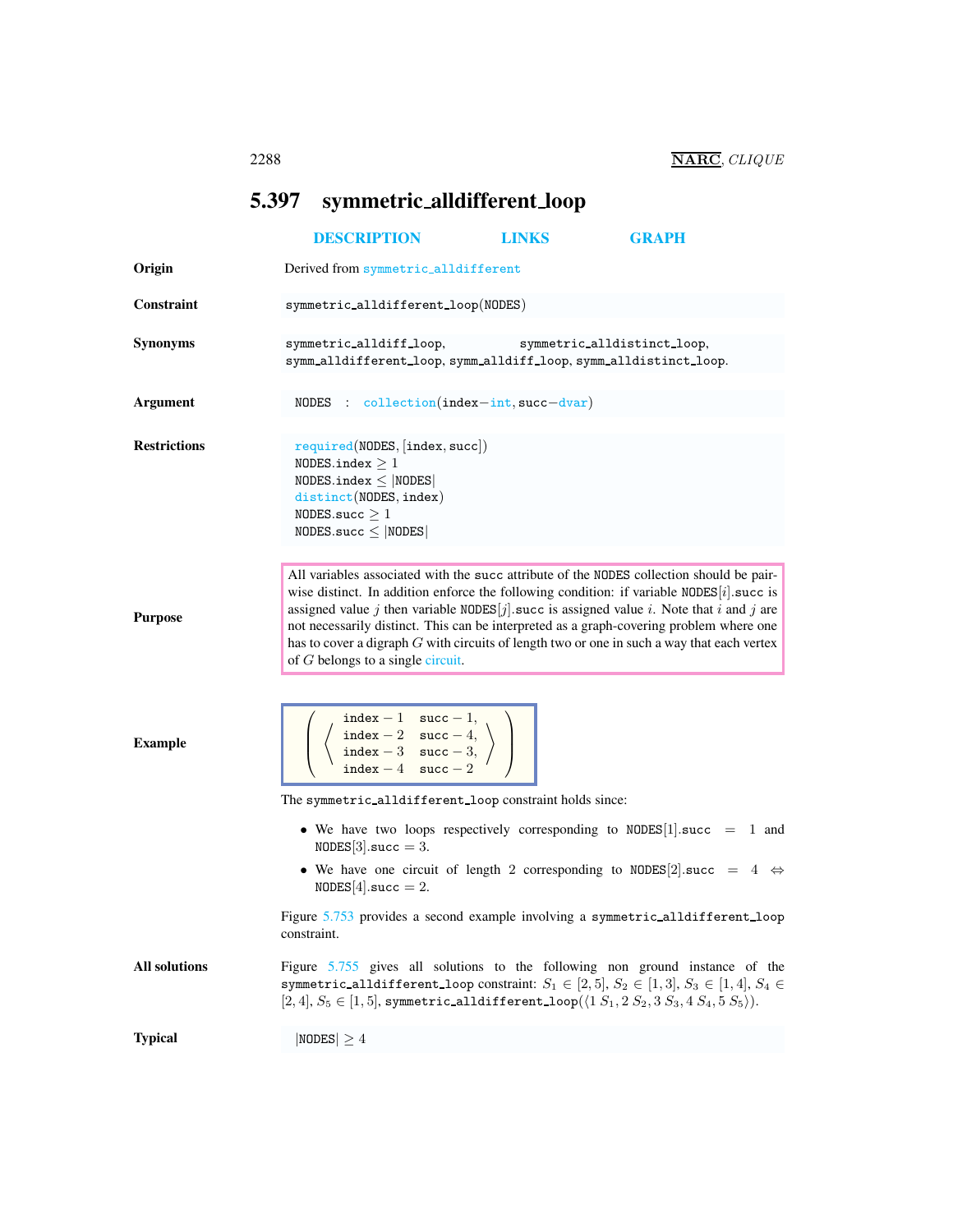## 5.397 symmetric_alldifferent_loop

DESCRIPTION LINKS GRAPH

**Origin**

Derived from symmetric_alldifferent

**Constraint**

symmetric_alldifferent_loop(NODES)

**Synonyms**

symmetric_alldiff_loop, symmetric_alldistinct_loop, symm_alldifferent_loop, symm_alldiff_loop, symm_alldistinct_loop.

**Argument**

NODES : collection(index−int, succ−dvar)

**Restrictions**

required(NODES, [index, succ])
NODES.index ≥ 1
NODES.index ≤ |NODES|
distinct(NODES, index)
NODES.succ ≥ 1
NODES.succ ≤ |NODES|

**Purpose**

All variables associated with the succ attribute of the NODES collection should be pairwise distinct. In addition enforce the following condition: if variable NODES[$i$].succ is assigned value $j$ then variable NODES[$j$].succ is assigned value $i$. Note that $i$ and $j$ are not necessarily distinct. This can be interpreted as a graph-covering problem where one has to cover a digraph $G$ with circuits of length two or one in such a way that each vertex of $G$ belongs to a single circuit.

**Example**

$$\left(\left\langle\begin{array}{ll}\texttt{index}-1 & \texttt{succ}-1,\\ \texttt{index}-2 & \texttt{succ}-4,\\ \texttt{index}-3 & \texttt{succ}-3,\\ \texttt{index}-4 & \texttt{succ}-2\end{array}\right\rangle\right)$$

The symmetric_alldifferent_loop constraint holds since:

- We have two loops respectively corresponding to NODES[1].succ = 1 and NODES[3].succ = 3.
- We have one circuit of length 2 corresponding to NODES[2].succ = 4 ⇔ NODES[4].succ = 2.

Figure 5.753 provides a second example involving a symmetric_alldifferent_loop constraint.

**All solutions**

Figure 5.755 gives all solutions to the following non ground instance of the symmetric_alldifferent_loop constraint: $S_1 \in [2,5]$, $S_2 \in [1,3]$, $S_3 \in [1,4]$, $S_4 \in [2,4]$, $S_5 \in [1,5]$, symmetric_alldifferent_loop($\langle 1\ S_1, 2\ S_2, 3\ S_3, 4\ S_4, 5\ S_5\rangle$).

**Typical**

|NODES| ≥ 4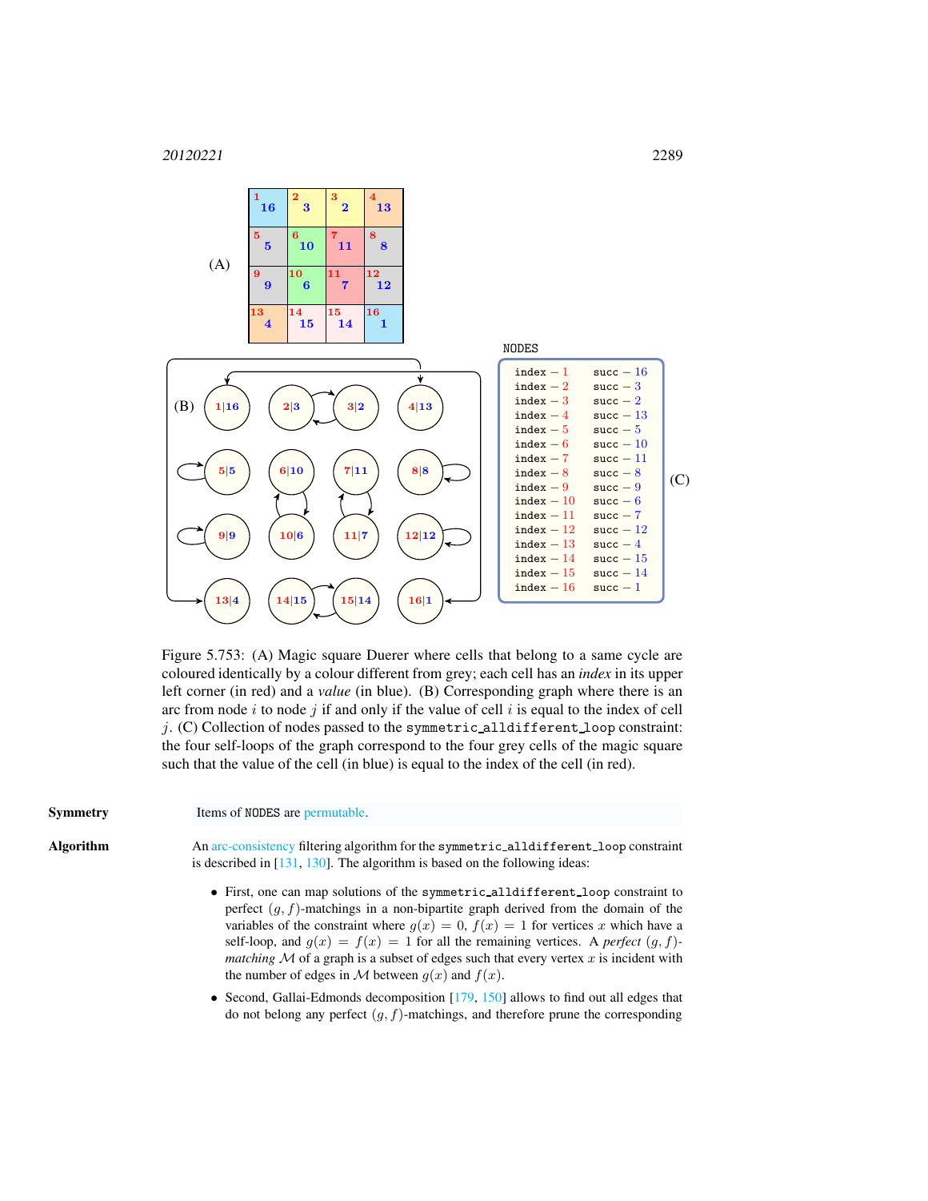(A)

| 1 16 | 2 3 | 3 2 | 4 13 |
|---|---|---|---|
| 5 5 | 6 10 | 7 11 | 8 8 |
| 9 9 | 10 6 | 11 7 | 12 12 |
| 13 4 | 14 15 | 15 14 | 16 1 |

(B)

(C)

```
NODES
index − 1    succ − 16
index − 2    succ − 3
index − 3    succ − 2
index − 4    succ − 13
index − 5    succ − 5
index − 6    succ − 10
index − 7    succ − 11
index − 8    succ − 8
index − 9    succ − 9
index − 10   succ − 6
index − 11   succ − 7
index − 12   succ − 12
index − 13   succ − 4
index − 14   succ − 15
index − 15   succ − 14
index − 16   succ − 1
```

Figure 5.753: (A) Magic square Duerer where cells that belong to a same cycle are coloured identically by a colour different from grey; each cell has an *index* in its upper left corner (in red) and a *value* (in blue). (B) Corresponding graph where there is an arc from node $i$ to node $j$ if and only if the value of cell $i$ is equal to the index of cell $j$. (C) Collection of nodes passed to the symmetric_alldifferent_loop constraint: the four self-loops of the graph correspond to the four grey cells of the magic square such that the value of the cell (in blue) is equal to the index of the cell (in red).

**Symmetry**

Items of NODES are permutable.

**Algorithm**

An arc-consistency filtering algorithm for the symmetric_alldifferent_loop constraint is described in [131, 130]. The algorithm is based on the following ideas:

- First, one can map solutions of the symmetric_alldifferent_loop constraint to perfect $(g, f)$-matchings in a non-bipartite graph derived from the domain of the variables of the constraint where $g(x) = 0$, $f(x) = 1$ for vertices $x$ which have a self-loop, and $g(x) = f(x) = 1$ for all the remaining vertices. A *perfect* $(g, f)$-*matching* $\mathcal{M}$ of a graph is a subset of edges such that every vertex $x$ is incident with the number of edges in $\mathcal{M}$ between $g(x)$ and $f(x)$.
- Second, Gallai-Edmonds decomposition [179, 150] allows to find out all edges that do not belong any perfect $(g, f)$-matchings, and therefore prune the corresponding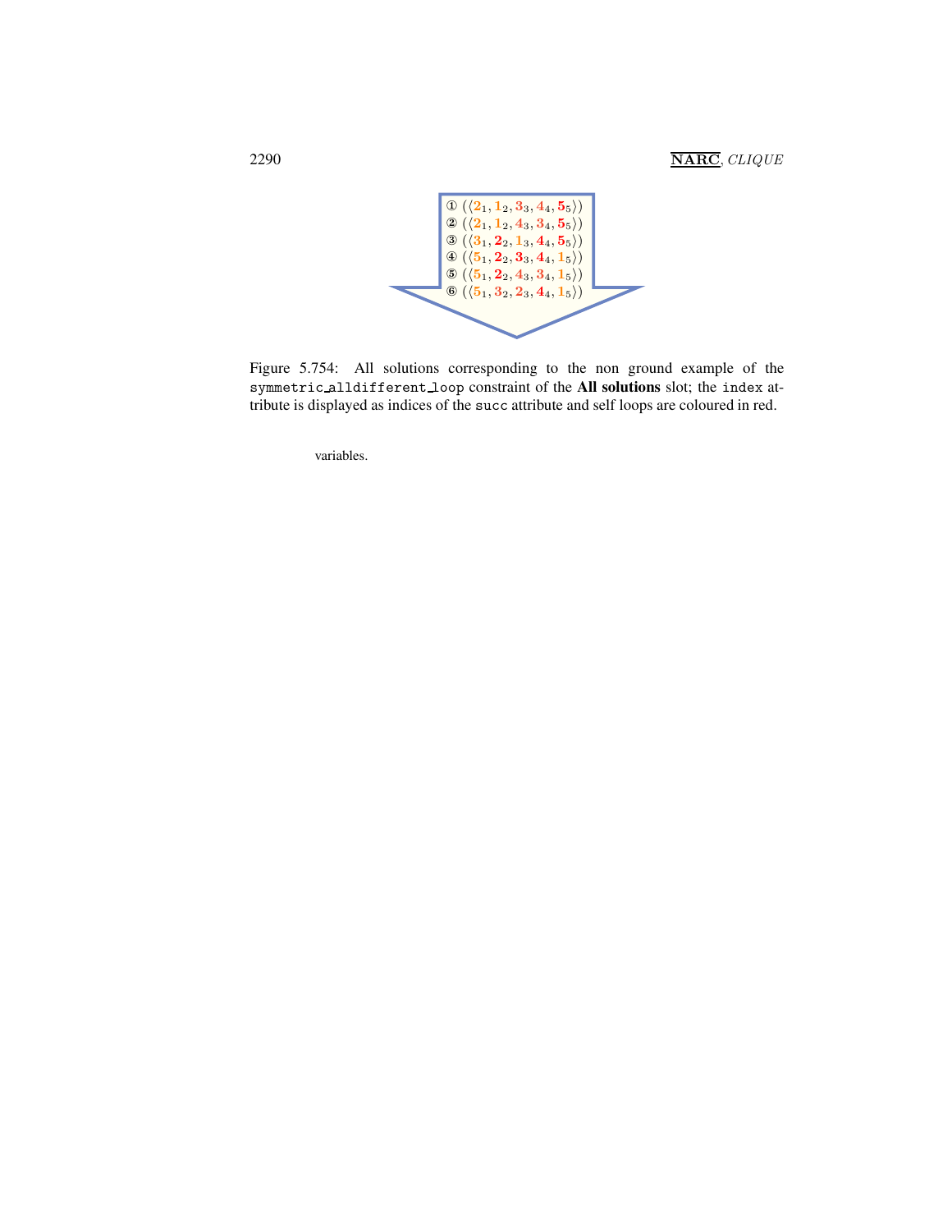① $(\langle 2_1, 1_2, 3_3, 4_4, 5_5 \rangle)$
② $(\langle 2_1, 1_2, 4_3, 3_4, 5_5 \rangle)$
③ $(\langle 3_1, 2_2, 1_3, 4_4, 5_5 \rangle)$
④ $(\langle 5_1, 2_2, 3_3, 4_4, 1_5 \rangle)$
⑤ $(\langle 5_1, 2_2, 4_3, 3_4, 1_5 \rangle)$
⑥ $(\langle 5_1, 3_2, 2_3, 4_4, 1_5 \rangle)$

Figure 5.754: All solutions corresponding to the non ground example of the `symmetric_alldifferent_loop` constraint of the **All solutions** slot; the `index` attribute is displayed as indices of the `succ` attribute and self loops are coloured in red.

variables.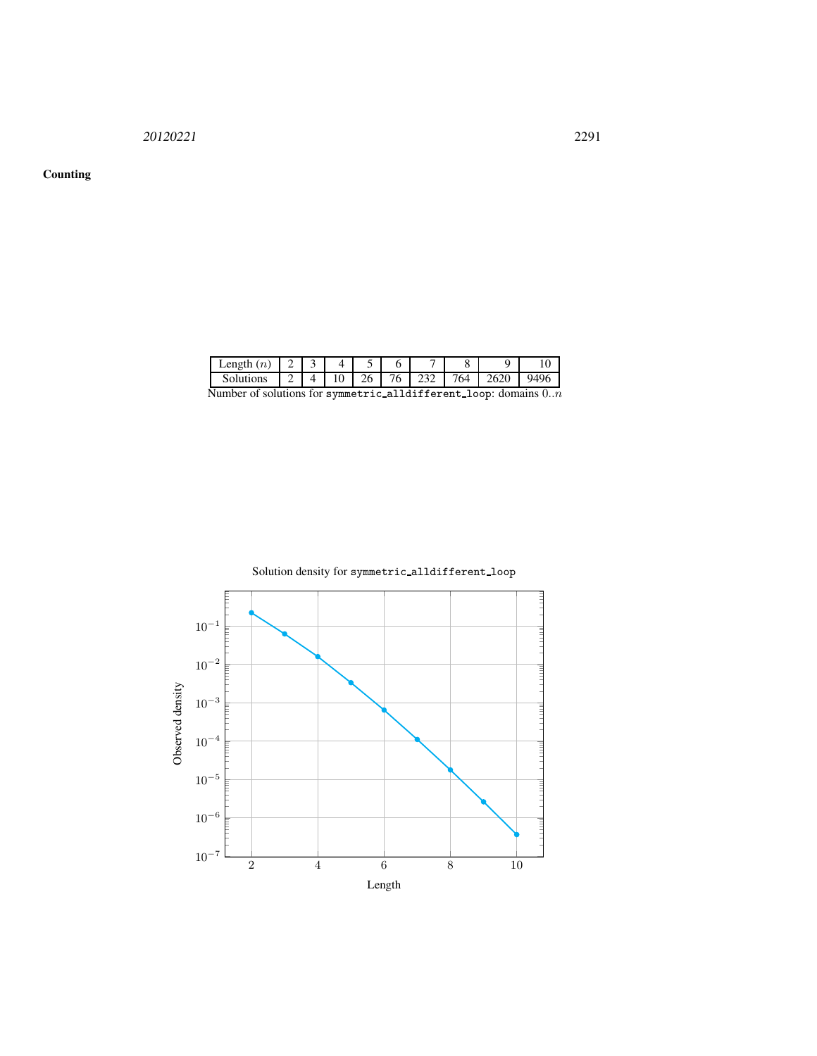**Counting**

| Length ($n$) | 2 | 3 | 4 | 5 | 6 | 7 | 8 | 9 | 10 |
|---|---|---|---|---|---|---|---|---|---|
| Solutions | 2 | 4 | 10 | 26 | 76 | 232 | 764 | 2620 | 9496 |

Number of solutions for `symmetric_alldifferent_loop`: domains $0..n$

Solution density for `symmetric_alldifferent_loop`

Observed density

$10^{-1}$

$10^{-2}$

$10^{-3}$

$10^{-4}$

$10^{-5}$

$10^{-6}$

$10^{-7}$

2 4 6 8 10

Length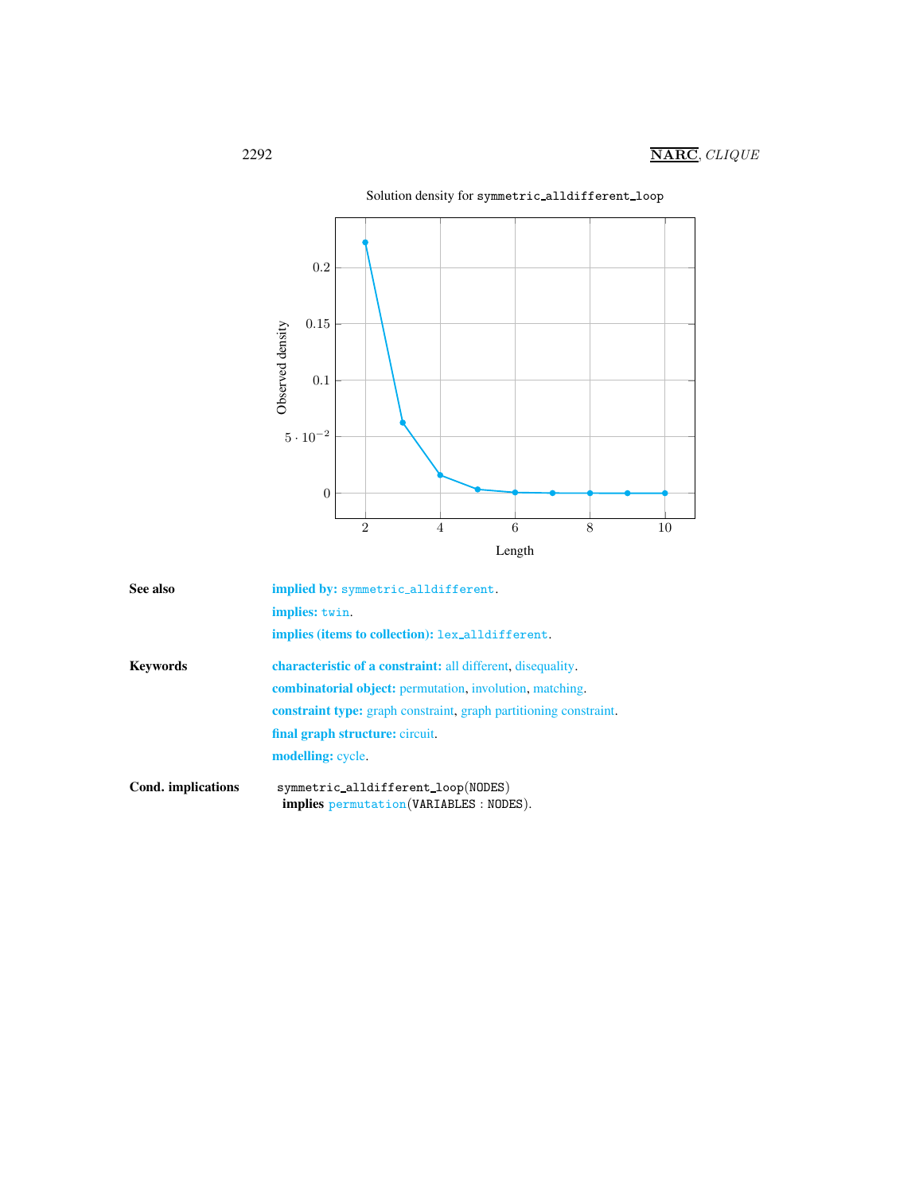Solution density for `symmetric_alldifferent_loop`

Observed density

0.2

0.15

0.1

$5 \cdot 10^{-2}$

0

2

4

6

8

10

Length

**See also**

**implied by:** `symmetric_alldifferent`.

**implies:** `twin`.

**implies (items to collection):** `lex_alldifferent`.

**Keywords**

**characteristic of a constraint:** all different, disequality.

**combinatorial object:** permutation, involution, matching.

**constraint type:** graph constraint, graph partitioning constraint.

**final graph structure:** circuit.

**modelling:** cycle.

**Cond. implications**

`symmetric_alldifferent_loop`(NODES)
**implies** `permutation`(VARIABLES : NODES).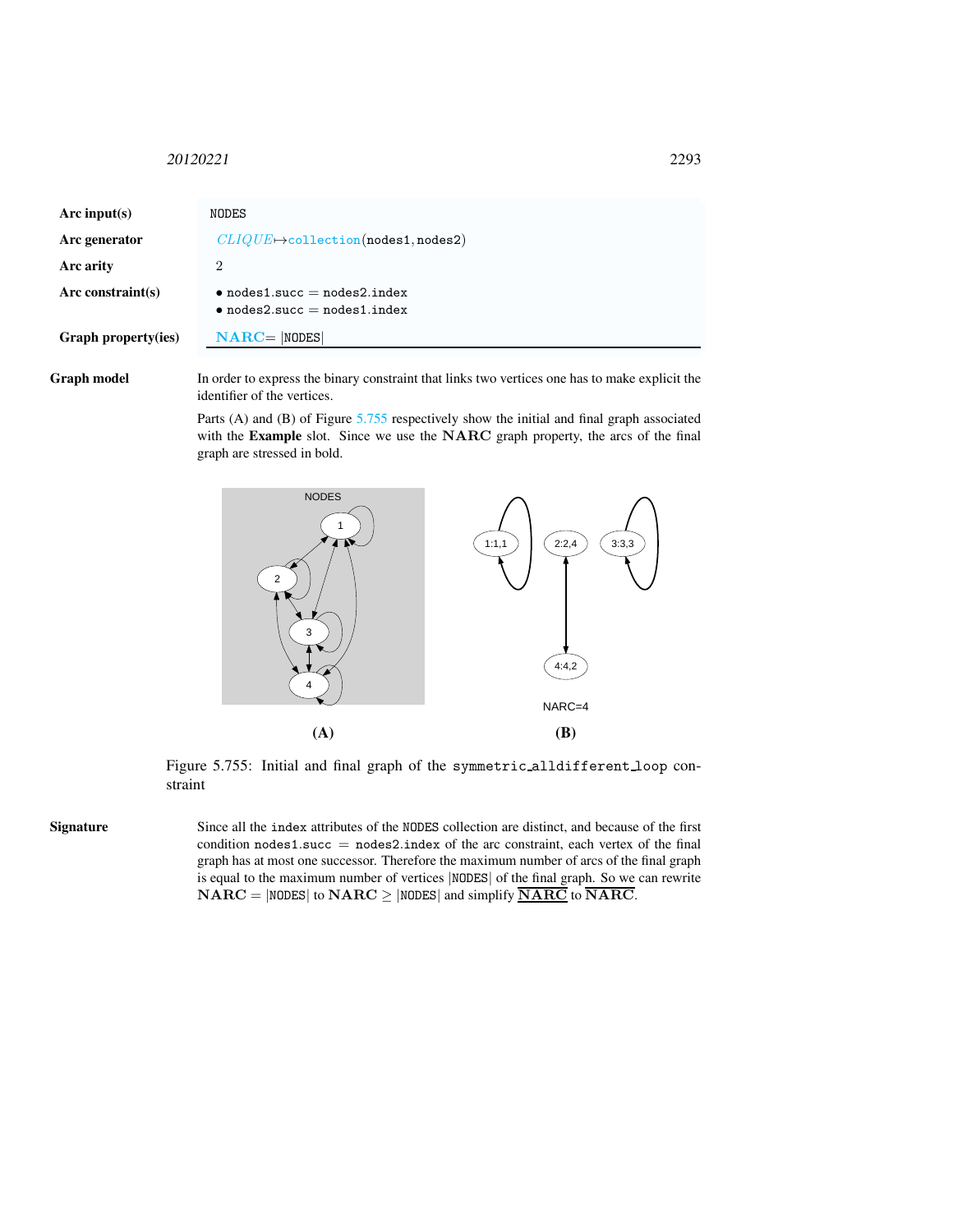| | |
|---|---|
| **Arc input(s)** | NODES |
| **Arc generator** | *CLIQUE*↦collection(nodes1, nodes2) |
| **Arc arity** | 2 |
| **Arc constraint(s)** | • nodes1.succ = nodes2.index<br>• nodes2.succ = nodes1.index |
| **Graph property(ies)** | **NARC**= \|NODES\| |

**Graph model**

In order to express the binary constraint that links two vertices one has to make explicit the identifier of the vertices.

Parts (A) and (B) of Figure 5.755 respectively show the initial and final graph associated with the **Example** slot. Since we use the **NARC** graph property, the arcs of the final graph are stressed in bold.

NODES

1

2

3

4

(A)

1:1,1

2:2,4

3:3,3

4:4,2

NARC=4

(B)

Figure 5.755: Initial and final graph of the symmetric_alldifferent_loop constraint

**Signature**

Since all the index attributes of the NODES collection are distinct, and because of the first condition nodes1.succ = nodes2.index of the arc constraint, each vertex of the final graph has at most one successor. Therefore the maximum number of arcs of the final graph is equal to the maximum number of vertices |NODES| of the final graph. So we can rewrite $\mathbf{NARC} = |\texttt{NODES}|$ to $\mathbf{NARC} \geq |\texttt{NODES}|$ and simplify $\underline{\overline{\mathbf{NARC}}}$ to $\overline{\mathbf{NARC}}$.